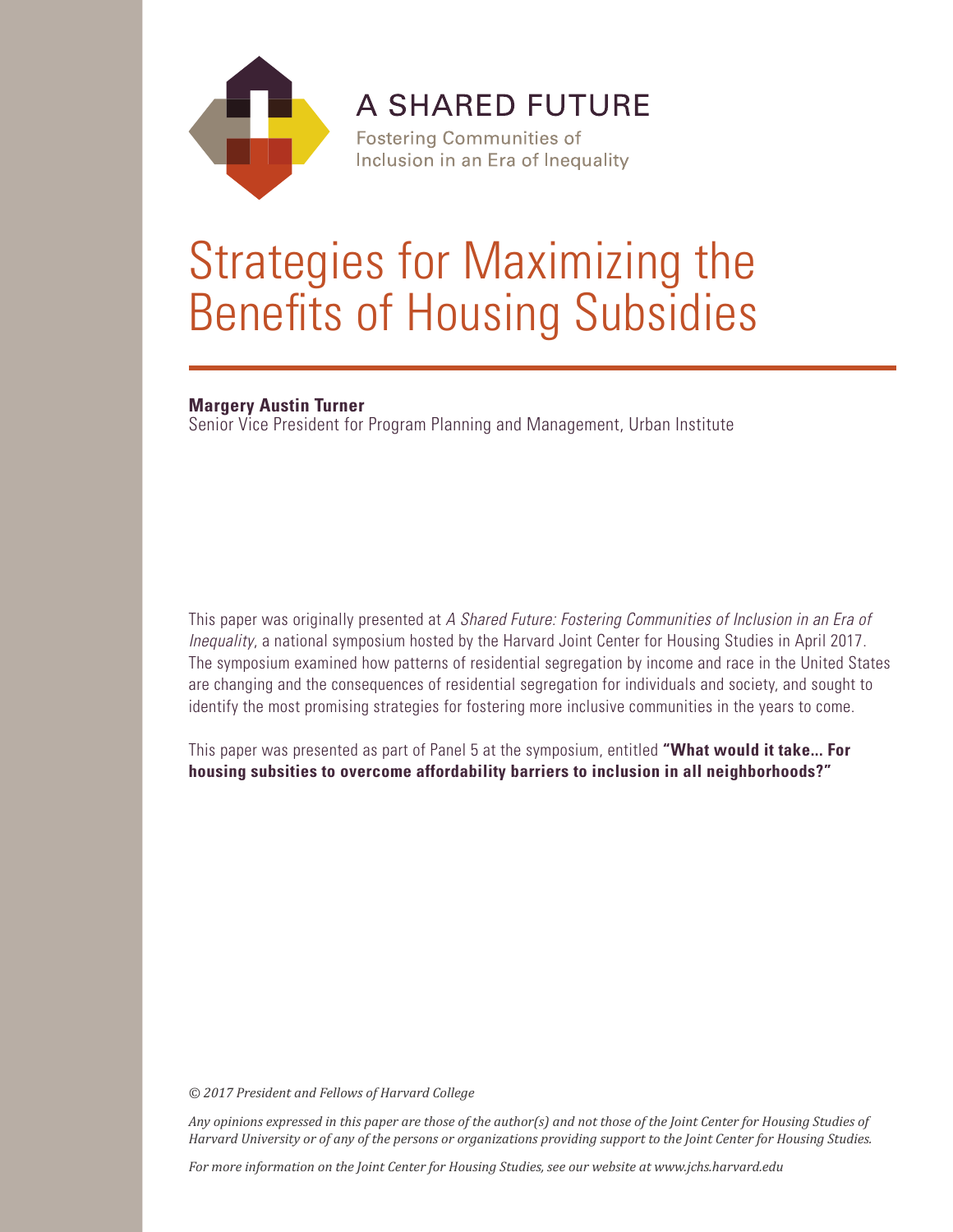A SHARED FUTURE

Fostering Communities of Inclusion in an Era of Inequality

# Strategies for Maximizing the Benefits of Housing Subsidies

**Margery Austin Turner**
Senior Vice President for Program Planning and Management, Urban Institute

This paper was originally presented at *A Shared Future: Fostering Communities of Inclusion in an Era of Inequality*, a national symposium hosted by the Harvard Joint Center for Housing Studies in April 2017. The symposium examined how patterns of residential segregation by income and race in the United States are changing and the consequences of residential segregation for individuals and society, and sought to identify the most promising strategies for fostering more inclusive communities in the years to come.

This paper was presented as part of Panel 5 at the symposium, entitled **"What would it take... For housing subsities to overcome affordability barriers to inclusion in all neighborhoods?"**

*© 2017 President and Fellows of Harvard College*

*Any opinions expressed in this paper are those of the author(s) and not those of the Joint Center for Housing Studies of Harvard University or of any of the persons or organizations providing support to the Joint Center for Housing Studies.*

*For more information on the Joint Center for Housing Studies, see our website at www.jchs.harvard.edu*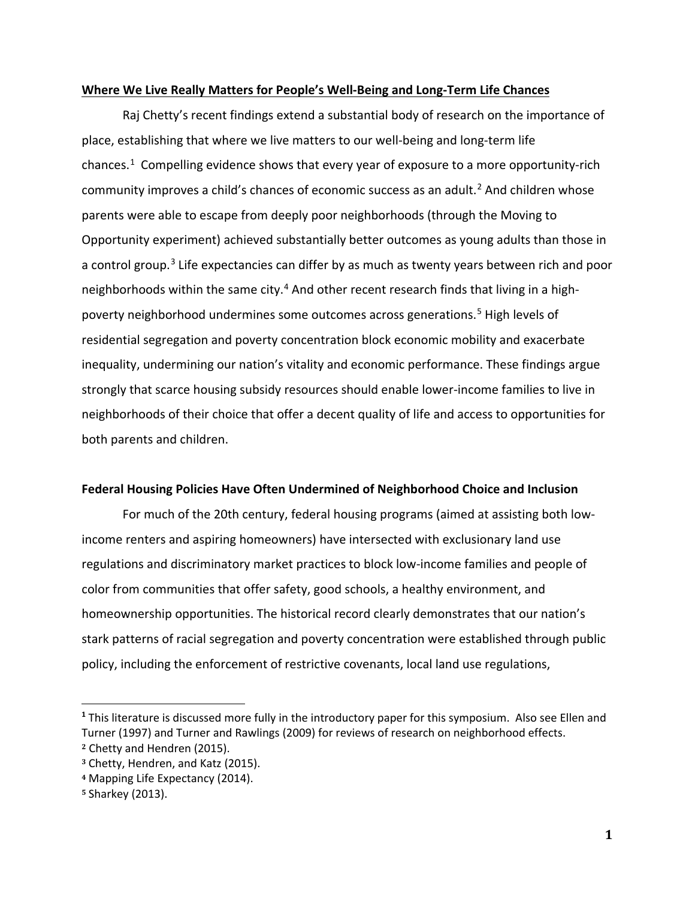**Where We Live Really Matters for People's Well-Being and Long-Term Life Chances**

Raj Chetty's recent findings extend a substantial body of research on the importance of place, establishing that where we live matters to our well-being and long-term life chances.[1] Compelling evidence shows that every year of exposure to a more opportunity-rich community improves a child's chances of economic success as an adult.[2] And children whose parents were able to escape from deeply poor neighborhoods (through the Moving to Opportunity experiment) achieved substantially better outcomes as young adults than those in a control group.[3] Life expectancies can differ by as much as twenty years between rich and poor neighborhoods within the same city.[4] And other recent research finds that living in a high-poverty neighborhood undermines some outcomes across generations.[5] High levels of residential segregation and poverty concentration block economic mobility and exacerbate inequality, undermining our nation's vitality and economic performance. These findings argue strongly that scarce housing subsidy resources should enable lower-income families to live in neighborhoods of their choice that offer a decent quality of life and access to opportunities for both parents and children.

**Federal Housing Policies Have Often Undermined of Neighborhood Choice and Inclusion**

For much of the 20th century, federal housing programs (aimed at assisting both low-income renters and aspiring homeowners) have intersected with exclusionary land use regulations and discriminatory market practices to block low-income families and people of color from communities that offer safety, good schools, a healthy environment, and homeownership opportunities. The historical record clearly demonstrates that our nation's stark patterns of racial segregation and poverty concentration were established through public policy, including the enforcement of restrictive covenants, local land use regulations,

---

[1] This literature is discussed more fully in the introductory paper for this symposium. Also see Ellen and Turner (1997) and Turner and Rawlings (2009) for reviews of research on neighborhood effects.

[2] Chetty and Hendren (2015).

[3] Chetty, Hendren, and Katz (2015).

[4] Mapping Life Expectancy (2014).

[5] Sharkey (2013).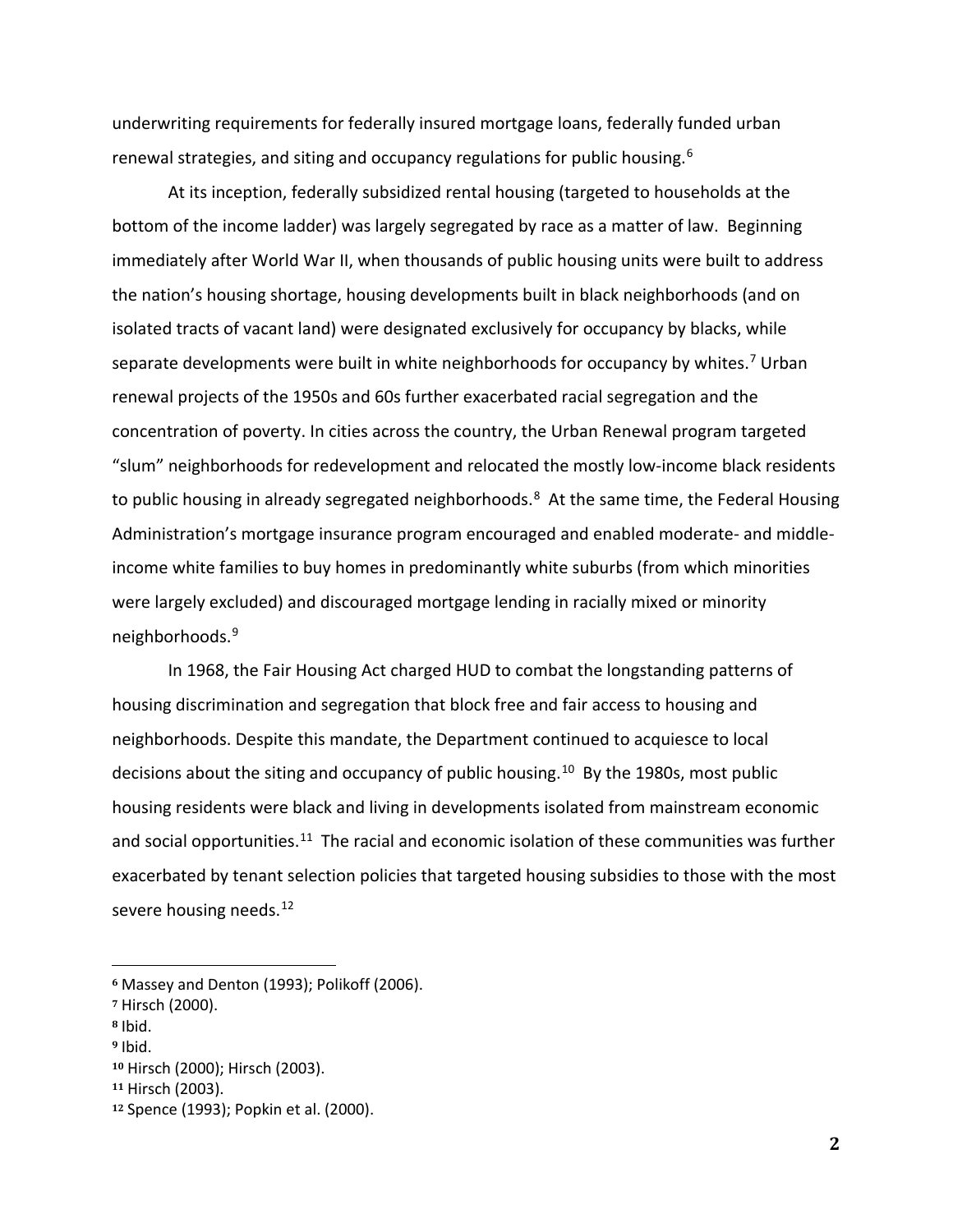underwriting requirements for federally insured mortgage loans, federally funded urban renewal strategies, and siting and occupancy regulations for public housing.[6]

At its inception, federally subsidized rental housing (targeted to households at the bottom of the income ladder) was largely segregated by race as a matter of law. Beginning immediately after World War II, when thousands of public housing units were built to address the nation's housing shortage, housing developments built in black neighborhoods (and on isolated tracts of vacant land) were designated exclusively for occupancy by blacks, while separate developments were built in white neighborhoods for occupancy by whites.[7] Urban renewal projects of the 1950s and 60s further exacerbated racial segregation and the concentration of poverty. In cities across the country, the Urban Renewal program targeted "slum" neighborhoods for redevelopment and relocated the mostly low-income black residents to public housing in already segregated neighborhoods.[8] At the same time, the Federal Housing Administration's mortgage insurance program encouraged and enabled moderate- and middle-income white families to buy homes in predominantly white suburbs (from which minorities were largely excluded) and discouraged mortgage lending in racially mixed or minority neighborhoods.[9]

In 1968, the Fair Housing Act charged HUD to combat the longstanding patterns of housing discrimination and segregation that block free and fair access to housing and neighborhoods. Despite this mandate, the Department continued to acquiesce to local decisions about the siting and occupancy of public housing.[10] By the 1980s, most public housing residents were black and living in developments isolated from mainstream economic and social opportunities.[11] The racial and economic isolation of these communities was further exacerbated by tenant selection policies that targeted housing subsidies to those with the most severe housing needs.[12]

---

[6] Massey and Denton (1993); Polikoff (2006).
[7] Hirsch (2000).
[8] Ibid.
[9] Ibid.
[10] Hirsch (2000); Hirsch (2003).
[11] Hirsch (2003).
[12] Spence (1993); Popkin et al. (2000).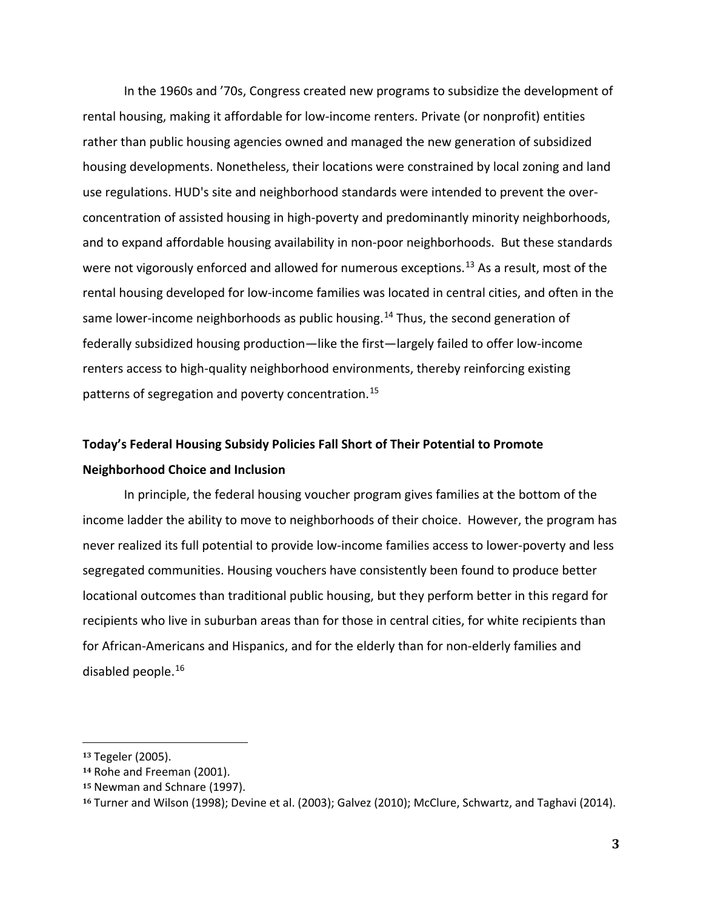In the 1960s and '70s, Congress created new programs to subsidize the development of rental housing, making it affordable for low-income renters. Private (or nonprofit) entities rather than public housing agencies owned and managed the new generation of subsidized housing developments. Nonetheless, their locations were constrained by local zoning and land use regulations. HUD's site and neighborhood standards were intended to prevent the over-concentration of assisted housing in high-poverty and predominantly minority neighborhoods, and to expand affordable housing availability in non-poor neighborhoods. But these standards were not vigorously enforced and allowed for numerous exceptions.[13] As a result, most of the rental housing developed for low-income families was located in central cities, and often in the same lower-income neighborhoods as public housing.[14] Thus, the second generation of federally subsidized housing production—like the first—largely failed to offer low-income renters access to high-quality neighborhood environments, thereby reinforcing existing patterns of segregation and poverty concentration.[15]

**Today's Federal Housing Subsidy Policies Fall Short of Their Potential to Promote Neighborhood Choice and Inclusion**

In principle, the federal housing voucher program gives families at the bottom of the income ladder the ability to move to neighborhoods of their choice. However, the program has never realized its full potential to provide low-income families access to lower-poverty and less segregated communities. Housing vouchers have consistently been found to produce better locational outcomes than traditional public housing, but they perform better in this regard for recipients who live in suburban areas than for those in central cities, for white recipients than for African-Americans and Hispanics, and for the elderly than for non-elderly families and disabled people.[16]

---

[13] Tegeler (2005).
[14] Rohe and Freeman (2001).
[15] Newman and Schnare (1997).
[16] Turner and Wilson (1998); Devine et al. (2003); Galvez (2010); McClure, Schwartz, and Taghavi (2014).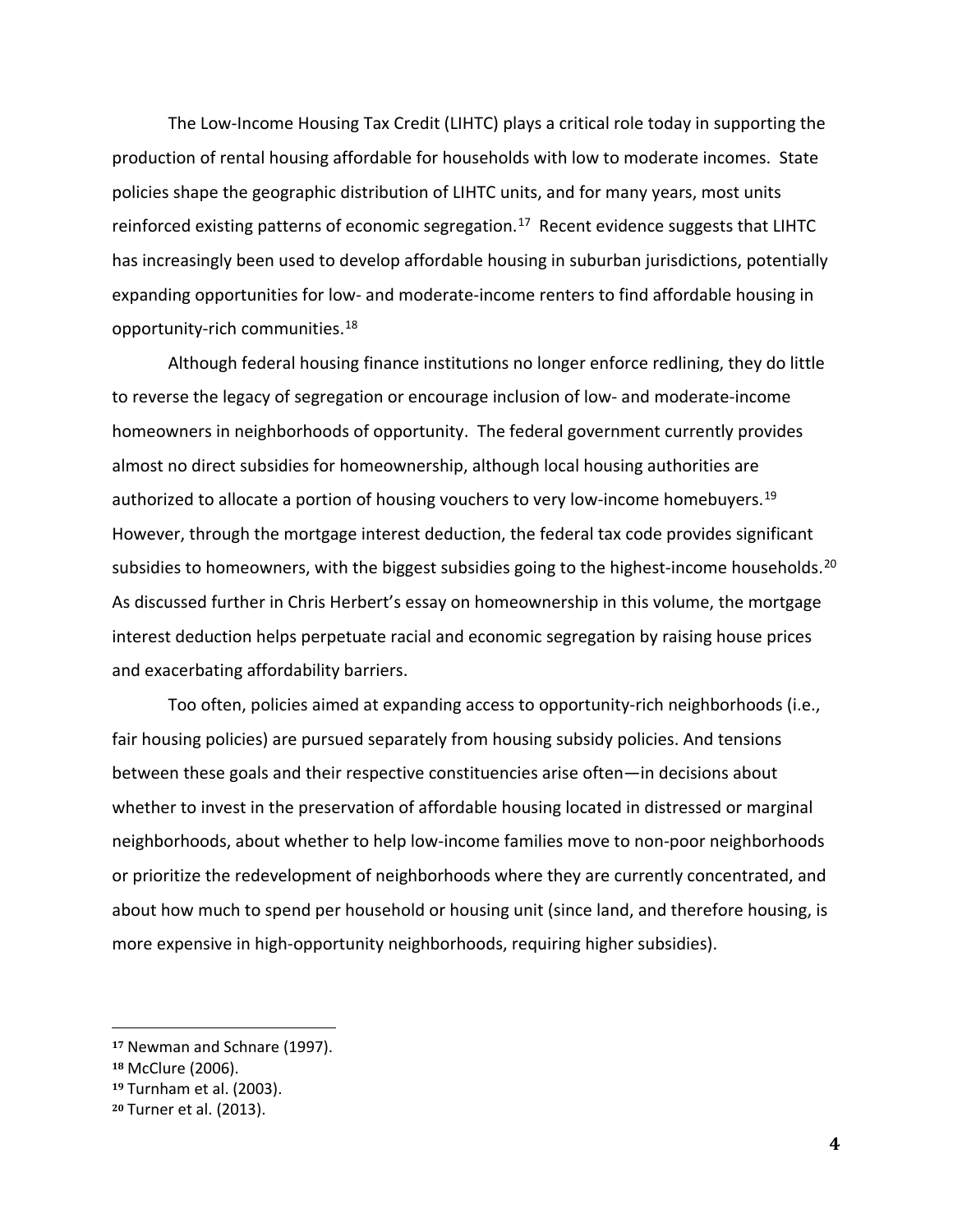The Low-Income Housing Tax Credit (LIHTC) plays a critical role today in supporting the production of rental housing affordable for households with low to moderate incomes. State policies shape the geographic distribution of LIHTC units, and for many years, most units reinforced existing patterns of economic segregation.[17] Recent evidence suggests that LIHTC has increasingly been used to develop affordable housing in suburban jurisdictions, potentially expanding opportunities for low- and moderate-income renters to find affordable housing in opportunity-rich communities.[18]

Although federal housing finance institutions no longer enforce redlining, they do little to reverse the legacy of segregation or encourage inclusion of low- and moderate-income homeowners in neighborhoods of opportunity. The federal government currently provides almost no direct subsidies for homeownership, although local housing authorities are authorized to allocate a portion of housing vouchers to very low-income homebuyers.[19] However, through the mortgage interest deduction, the federal tax code provides significant subsidies to homeowners, with the biggest subsidies going to the highest-income households.[20] As discussed further in Chris Herbert's essay on homeownership in this volume, the mortgage interest deduction helps perpetuate racial and economic segregation by raising house prices and exacerbating affordability barriers.

Too often, policies aimed at expanding access to opportunity-rich neighborhoods (i.e., fair housing policies) are pursued separately from housing subsidy policies. And tensions between these goals and their respective constituencies arise often—in decisions about whether to invest in the preservation of affordable housing located in distressed or marginal neighborhoods, about whether to help low-income families move to non-poor neighborhoods or prioritize the redevelopment of neighborhoods where they are currently concentrated, and about how much to spend per household or housing unit (since land, and therefore housing, is more expensive in high-opportunity neighborhoods, requiring higher subsidies).

---

[17] Newman and Schnare (1997).

[18] McClure (2006).

[19] Turnham et al. (2003).

[20] Turner et al. (2013).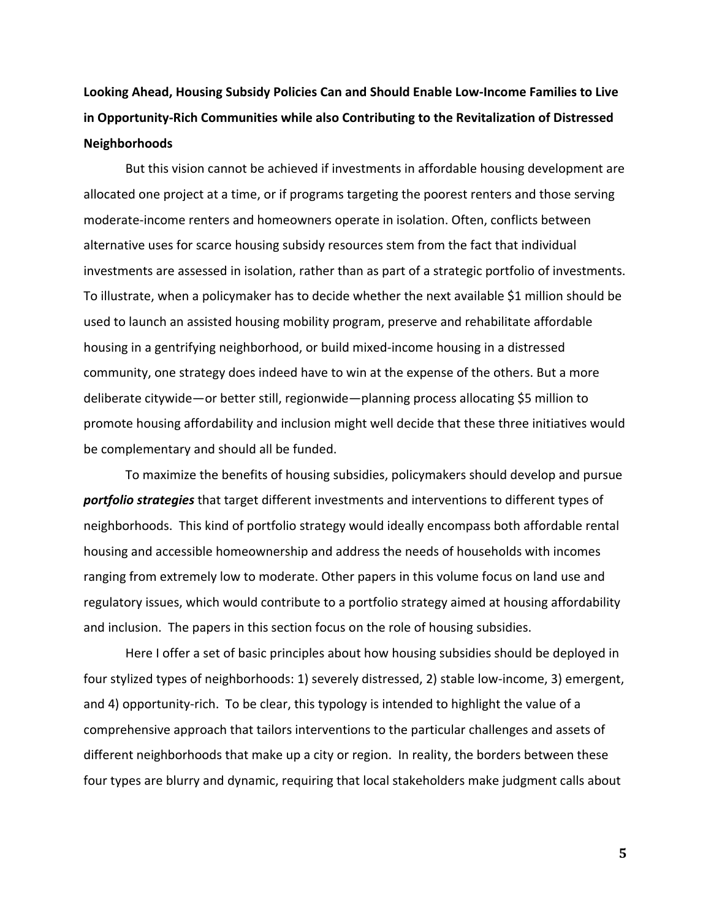**Looking Ahead, Housing Subsidy Policies Can and Should Enable Low-Income Families to Live in Opportunity-Rich Communities while also Contributing to the Revitalization of Distressed Neighborhoods**

But this vision cannot be achieved if investments in affordable housing development are allocated one project at a time, or if programs targeting the poorest renters and those serving moderate-income renters and homeowners operate in isolation. Often, conflicts between alternative uses for scarce housing subsidy resources stem from the fact that individual investments are assessed in isolation, rather than as part of a strategic portfolio of investments. To illustrate, when a policymaker has to decide whether the next available $1 million should be used to launch an assisted housing mobility program, preserve and rehabilitate affordable housing in a gentrifying neighborhood, or build mixed-income housing in a distressed community, one strategy does indeed have to win at the expense of the others. But a more deliberate citywide—or better still, regionwide—planning process allocating $5 million to promote housing affordability and inclusion might well decide that these three initiatives would be complementary and should all be funded.

To maximize the benefits of housing subsidies, policymakers should develop and pursue ***portfolio strategies*** that target different investments and interventions to different types of neighborhoods. This kind of portfolio strategy would ideally encompass both affordable rental housing and accessible homeownership and address the needs of households with incomes ranging from extremely low to moderate. Other papers in this volume focus on land use and regulatory issues, which would contribute to a portfolio strategy aimed at housing affordability and inclusion. The papers in this section focus on the role of housing subsidies.

Here I offer a set of basic principles about how housing subsidies should be deployed in four stylized types of neighborhoods: 1) severely distressed, 2) stable low-income, 3) emergent, and 4) opportunity-rich. To be clear, this typology is intended to highlight the value of a comprehensive approach that tailors interventions to the particular challenges and assets of different neighborhoods that make up a city or region. In reality, the borders between these four types are blurry and dynamic, requiring that local stakeholders make judgment calls about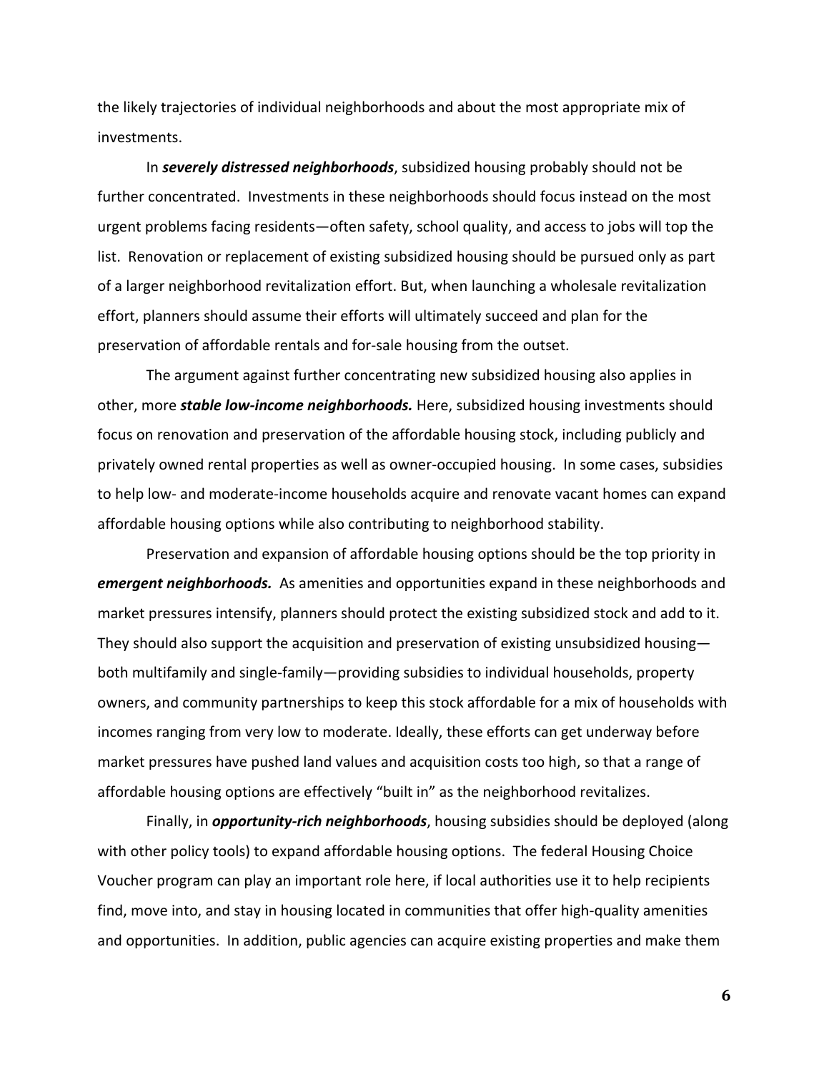the likely trajectories of individual neighborhoods and about the most appropriate mix of investments.

In ***severely distressed neighborhoods***, subsidized housing probably should not be further concentrated. Investments in these neighborhoods should focus instead on the most urgent problems facing residents—often safety, school quality, and access to jobs will top the list. Renovation or replacement of existing subsidized housing should be pursued only as part of a larger neighborhood revitalization effort. But, when launching a wholesale revitalization effort, planners should assume their efforts will ultimately succeed and plan for the preservation of affordable rentals and for-sale housing from the outset.

The argument against further concentrating new subsidized housing also applies in other, more ***stable low-income neighborhoods.*** Here, subsidized housing investments should focus on renovation and preservation of the affordable housing stock, including publicly and privately owned rental properties as well as owner-occupied housing. In some cases, subsidies to help low- and moderate-income households acquire and renovate vacant homes can expand affordable housing options while also contributing to neighborhood stability.

Preservation and expansion of affordable housing options should be the top priority in ***emergent neighborhoods.*** As amenities and opportunities expand in these neighborhoods and market pressures intensify, planners should protect the existing subsidized stock and add to it. They should also support the acquisition and preservation of existing unsubsidized housing—both multifamily and single-family—providing subsidies to individual households, property owners, and community partnerships to keep this stock affordable for a mix of households with incomes ranging from very low to moderate. Ideally, these efforts can get underway before market pressures have pushed land values and acquisition costs too high, so that a range of affordable housing options are effectively "built in" as the neighborhood revitalizes.

Finally, in ***opportunity-rich neighborhoods***, housing subsidies should be deployed (along with other policy tools) to expand affordable housing options. The federal Housing Choice Voucher program can play an important role here, if local authorities use it to help recipients find, move into, and stay in housing located in communities that offer high-quality amenities and opportunities. In addition, public agencies can acquire existing properties and make them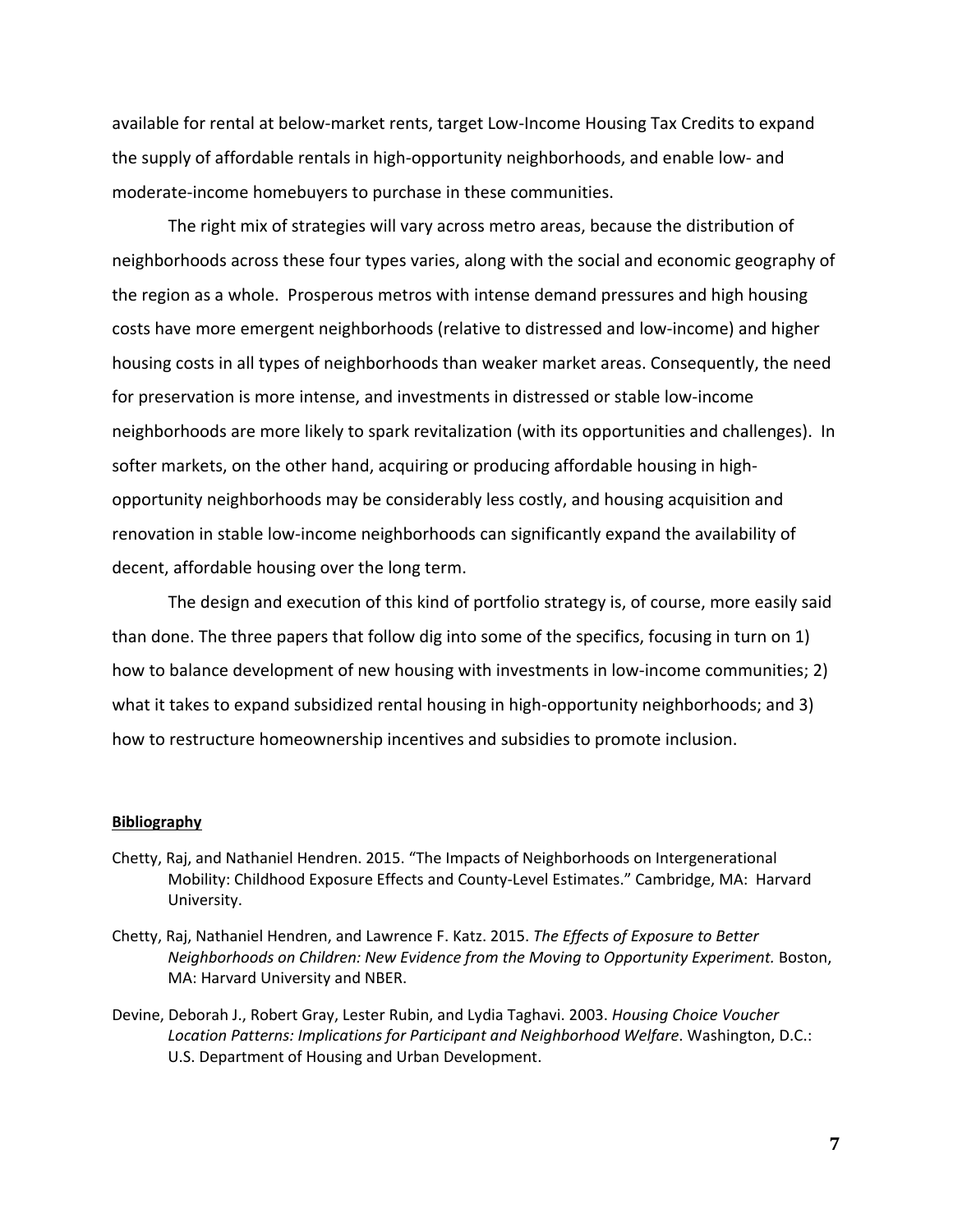available for rental at below-market rents, target Low-Income Housing Tax Credits to expand the supply of affordable rentals in high-opportunity neighborhoods, and enable low- and moderate-income homebuyers to purchase in these communities.

The right mix of strategies will vary across metro areas, because the distribution of neighborhoods across these four types varies, along with the social and economic geography of the region as a whole. Prosperous metros with intense demand pressures and high housing costs have more emergent neighborhoods (relative to distressed and low-income) and higher housing costs in all types of neighborhoods than weaker market areas. Consequently, the need for preservation is more intense, and investments in distressed or stable low-income neighborhoods are more likely to spark revitalization (with its opportunities and challenges). In softer markets, on the other hand, acquiring or producing affordable housing in high-opportunity neighborhoods may be considerably less costly, and housing acquisition and renovation in stable low-income neighborhoods can significantly expand the availability of decent, affordable housing over the long term.

The design and execution of this kind of portfolio strategy is, of course, more easily said than done. The three papers that follow dig into some of the specifics, focusing in turn on 1) how to balance development of new housing with investments in low-income communities; 2) what it takes to expand subsidized rental housing in high-opportunity neighborhoods; and 3) how to restructure homeownership incentives and subsidies to promote inclusion.

**Bibliography**

Chetty, Raj, and Nathaniel Hendren. 2015. "The Impacts of Neighborhoods on Intergenerational Mobility: Childhood Exposure Effects and County-Level Estimates." Cambridge, MA: Harvard University.

Chetty, Raj, Nathaniel Hendren, and Lawrence F. Katz. 2015. *The Effects of Exposure to Better Neighborhoods on Children: New Evidence from the Moving to Opportunity Experiment.* Boston, MA: Harvard University and NBER.

Devine, Deborah J., Robert Gray, Lester Rubin, and Lydia Taghavi. 2003. *Housing Choice Voucher Location Patterns: Implications for Participant and Neighborhood Welfare*. Washington, D.C.: U.S. Department of Housing and Urban Development.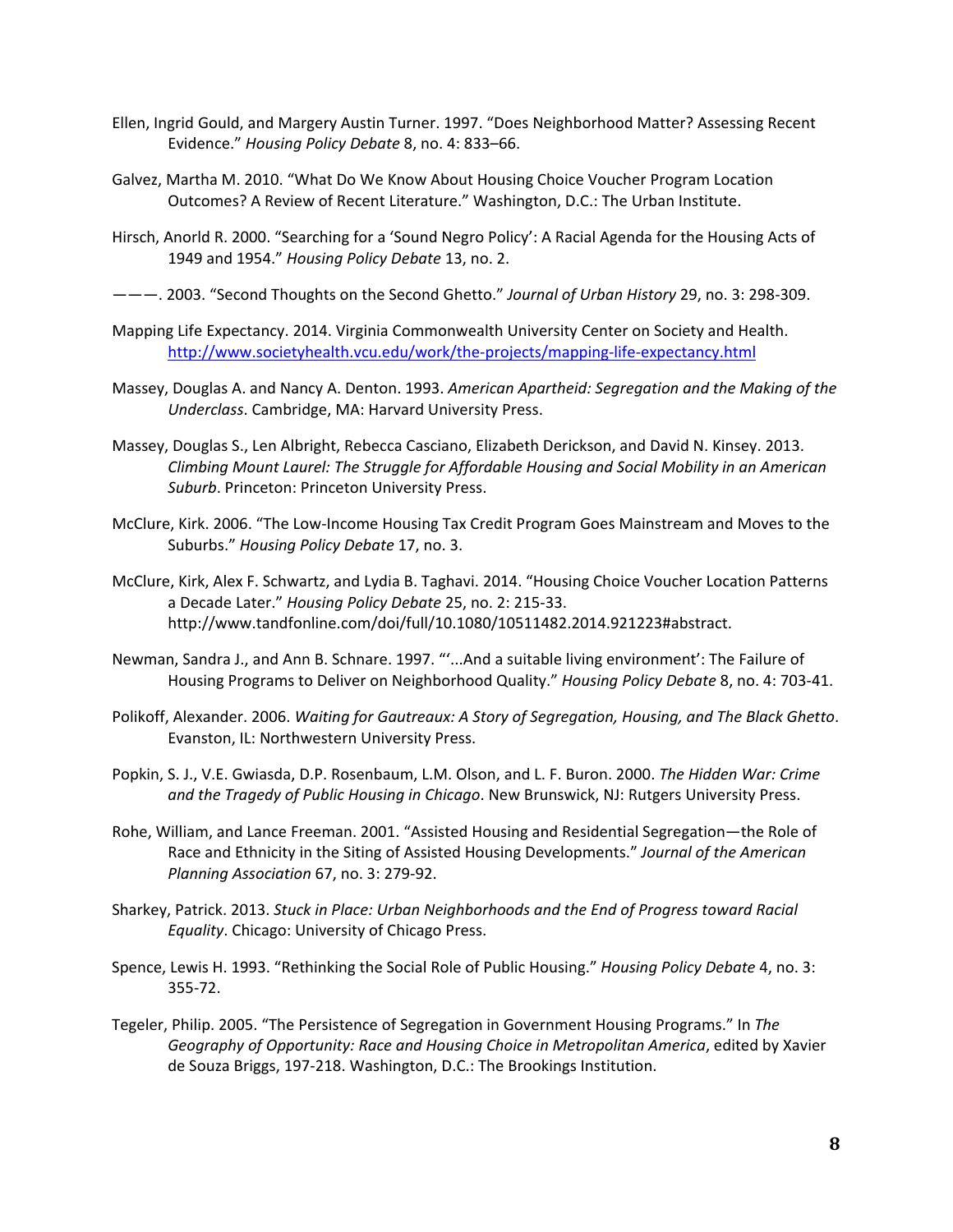Ellen, Ingrid Gould, and Margery Austin Turner. 1997. "Does Neighborhood Matter? Assessing Recent Evidence." *Housing Policy Debate* 8, no. 4: 833–66.

Galvez, Martha M. 2010. "What Do We Know About Housing Choice Voucher Program Location Outcomes? A Review of Recent Literature." Washington, D.C.: The Urban Institute.

Hirsch, Anorld R. 2000. "Searching for a 'Sound Negro Policy': A Racial Agenda for the Housing Acts of 1949 and 1954." *Housing Policy Debate* 13, no. 2.

———. 2003. "Second Thoughts on the Second Ghetto." *Journal of Urban History* 29, no. 3: 298-309.

Mapping Life Expectancy. 2014. Virginia Commonwealth University Center on Society and Health. http://www.societyhealth.vcu.edu/work/the-projects/mapping-life-expectancy.html

Massey, Douglas A. and Nancy A. Denton. 1993. *American Apartheid: Segregation and the Making of the Underclass*. Cambridge, MA: Harvard University Press.

Massey, Douglas S., Len Albright, Rebecca Casciano, Elizabeth Derickson, and David N. Kinsey. 2013. *Climbing Mount Laurel: The Struggle for Affordable Housing and Social Mobility in an American Suburb*. Princeton: Princeton University Press.

McClure, Kirk. 2006. "The Low-Income Housing Tax Credit Program Goes Mainstream and Moves to the Suburbs." *Housing Policy Debate* 17, no. 3.

McClure, Kirk, Alex F. Schwartz, and Lydia B. Taghavi. 2014. "Housing Choice Voucher Location Patterns a Decade Later." *Housing Policy Debate* 25, no. 2: 215-33. http://www.tandfonline.com/doi/full/10.1080/10511482.2014.921223#abstract.

Newman, Sandra J., and Ann B. Schnare. 1997. "'...And a suitable living environment': The Failure of Housing Programs to Deliver on Neighborhood Quality." *Housing Policy Debate* 8, no. 4: 703-41.

Polikoff, Alexander. 2006. *Waiting for Gautreaux: A Story of Segregation, Housing, and The Black Ghetto*. Evanston, IL: Northwestern University Press.

Popkin, S. J., V.E. Gwiasda, D.P. Rosenbaum, L.M. Olson, and L. F. Buron. 2000. *The Hidden War: Crime and the Tragedy of Public Housing in Chicago*. New Brunswick, NJ: Rutgers University Press.

Rohe, William, and Lance Freeman. 2001. "Assisted Housing and Residential Segregation—the Role of Race and Ethnicity in the Siting of Assisted Housing Developments." *Journal of the American Planning Association* 67, no. 3: 279-92.

Sharkey, Patrick. 2013. *Stuck in Place: Urban Neighborhoods and the End of Progress toward Racial Equality*. Chicago: University of Chicago Press.

Spence, Lewis H. 1993. "Rethinking the Social Role of Public Housing." *Housing Policy Debate* 4, no. 3: 355-72.

Tegeler, Philip. 2005. "The Persistence of Segregation in Government Housing Programs." In *The Geography of Opportunity: Race and Housing Choice in Metropolitan America*, edited by Xavier de Souza Briggs, 197-218. Washington, D.C.: The Brookings Institution.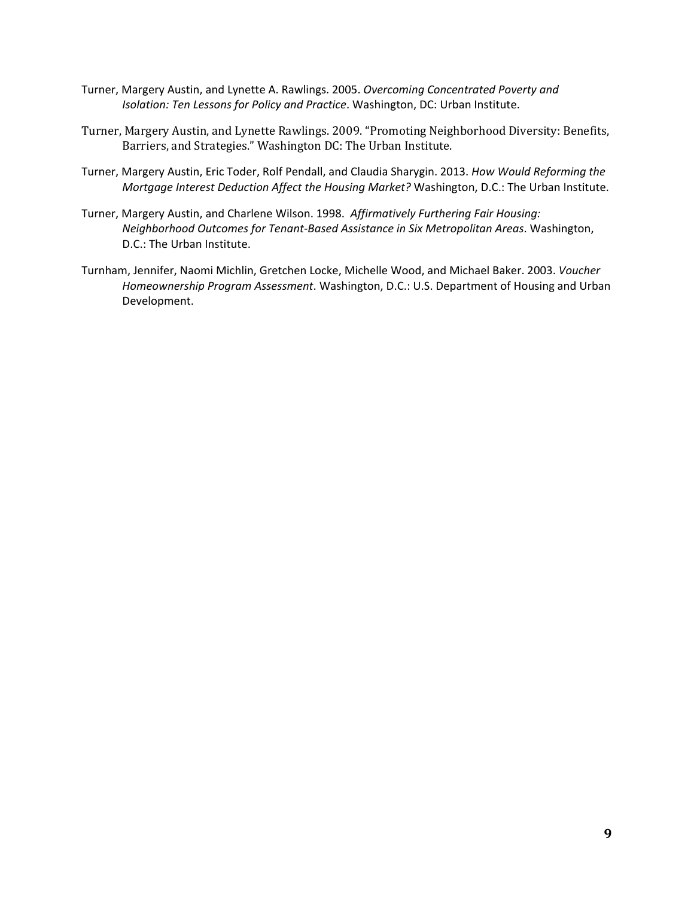Turner, Margery Austin, and Lynette A. Rawlings. 2005. *Overcoming Concentrated Poverty and Isolation: Ten Lessons for Policy and Practice*. Washington, DC: Urban Institute.

Turner, Margery Austin, and Lynette Rawlings. 2009. "Promoting Neighborhood Diversity: Benefits, Barriers, and Strategies." Washington DC: The Urban Institute.

Turner, Margery Austin, Eric Toder, Rolf Pendall, and Claudia Sharygin. 2013. *How Would Reforming the Mortgage Interest Deduction Affect the Housing Market?* Washington, D.C.: The Urban Institute.

Turner, Margery Austin, and Charlene Wilson. 1998. *Affirmatively Furthering Fair Housing: Neighborhood Outcomes for Tenant-Based Assistance in Six Metropolitan Areas*. Washington, D.C.: The Urban Institute.

Turnham, Jennifer, Naomi Michlin, Gretchen Locke, Michelle Wood, and Michael Baker. 2003. *Voucher Homeownership Program Assessment*. Washington, D.C.: U.S. Department of Housing and Urban Development.